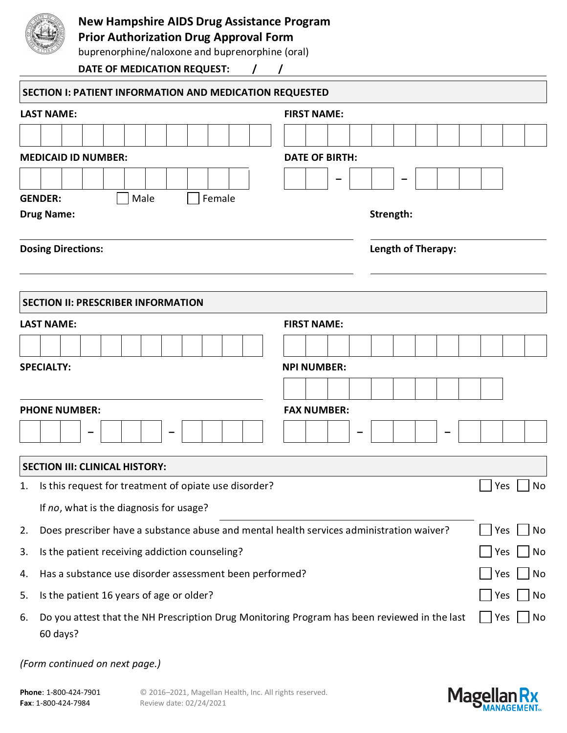# New Hampshire AIDS Drug Assistance Program
# Prior Authorization Drug Approval Form

buprenorphine/naloxone and buprenorphine (oral)

**DATE OF MEDICATION REQUEST:** / /

## SECTION I: PATIENT INFORMATION AND MEDICATION REQUESTED

**LAST NAME:**

**FIRST NAME:**

**MEDICAID ID NUMBER:**

**DATE OF BIRTH:** – –

**GENDER:** ☐ Male ☐ Female

**Drug Name:**

**Strength:**

**Dosing Directions:**

**Length of Therapy:**

## SECTION II: PRESCRIBER INFORMATION

**LAST NAME:**

**FIRST NAME:**

**SPECIALTY:**

**NPI NUMBER:**

**PHONE NUMBER:** – –

**FAX NUMBER:** – –

## SECTION III: CLINICAL HISTORY:

1. Is this request for treatment of opiate use disorder? ☐ Yes ☐ No

   If *no*, what is the diagnosis for usage?

2. Does prescriber have a substance abuse and mental health services administration waiver? ☐ Yes ☐ No
3. Is the patient receiving addiction counseling? ☐ Yes ☐ No
4. Has a substance use disorder assessment been performed? ☐ Yes ☐ No
5. Is the patient 16 years of age or older? ☐ Yes ☐ No
6. Do you attest that the NH Prescription Drug Monitoring Program has been reviewed in the last 60 days? ☐ Yes ☐ No

*(Form continued on next page.)*

**Phone**: 1-800-424-7901
**Fax**: 1-800-424-7984

© 2016–2021, Magellan Health, Inc. All rights reserved.
Review date: 02/24/2021

Magellan Rx MANAGEMENT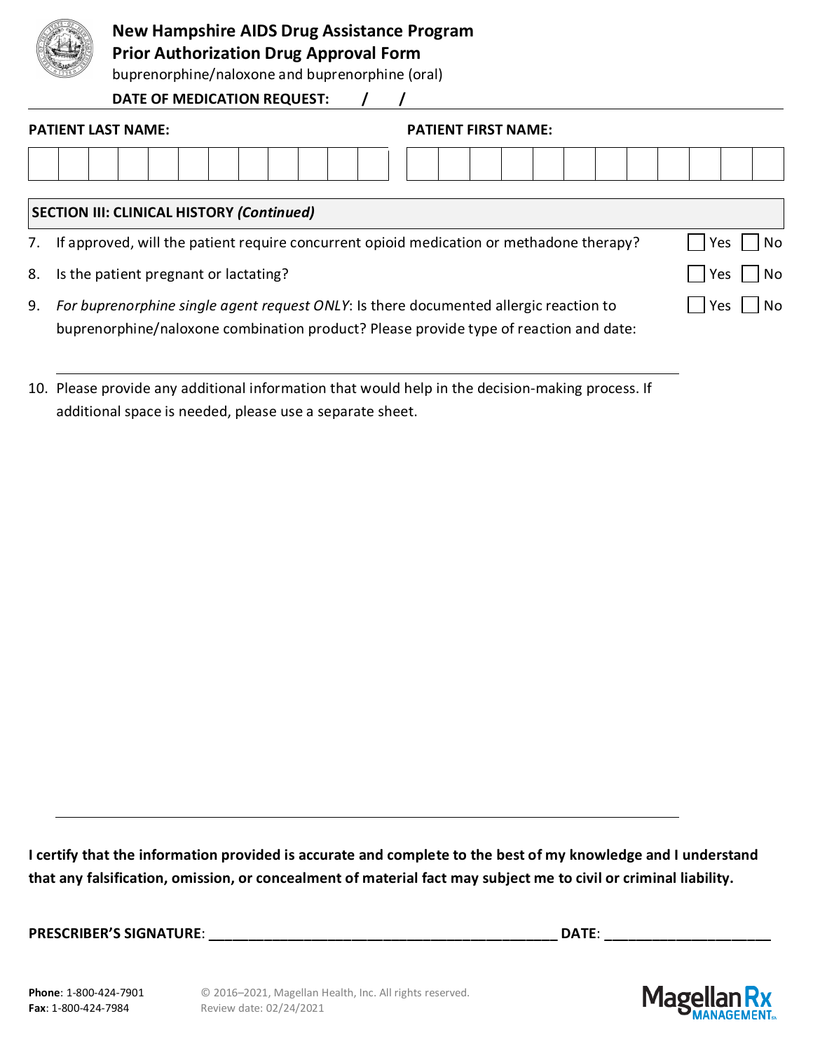# New Hampshire AIDS Drug Assistance Program
## Prior Authorization Drug Approval Form

buprenorphine/naloxone and buprenorphine (oral)

**DATE OF MEDICATION REQUEST:** / /

**PATIENT LAST NAME:**

**PATIENT FIRST NAME:**

### SECTION III: CLINICAL HISTORY *(Continued)*

7. If approved, will the patient require concurrent opioid medication or methadone therapy? ☐ Yes ☐ No
8. Is the patient pregnant or lactating? ☐ Yes ☐ No
9. *For buprenorphine single agent request ONLY*: Is there documented allergic reaction to buprenorphine/naloxone combination product? Please provide type of reaction and date: ☐ Yes ☐ No

   ______________________________________________

10. Please provide any additional information that would help in the decision-making process. If additional space is needed, please use a separate sheet.

______________________________________________

**I certify that the information provided is accurate and complete to the best of my knowledge and I understand that any falsification, omission, or concealment of material fact may subject me to civil or criminal liability.**

**PRESCRIBER'S SIGNATURE**: ______________________________ **DATE**: ____________________

**Phone**: 1-800-424-7901
**Fax**: 1-800-424-7984

© 2016–2021, Magellan Health, Inc. All rights reserved.
Review date: 02/24/2021

Magellan Rx MANAGEMENT